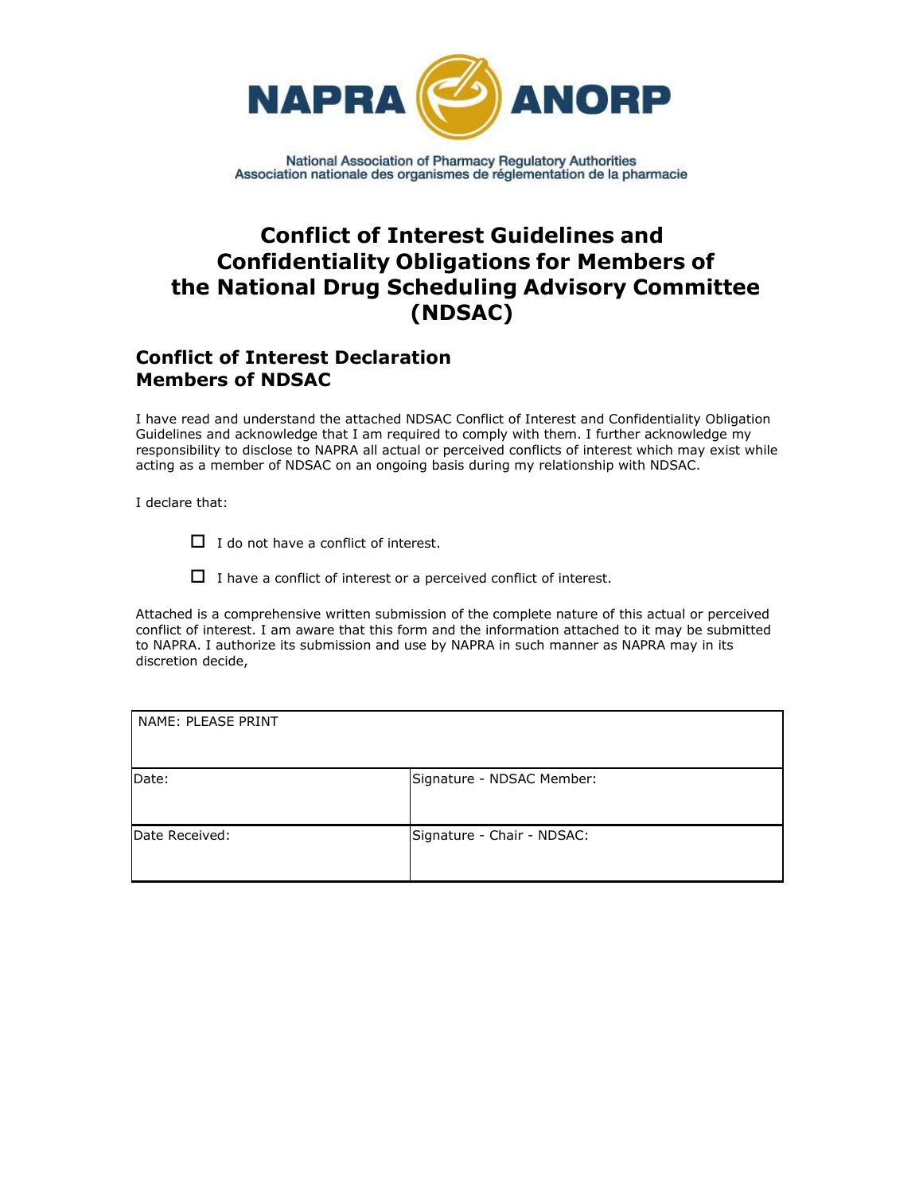NAPRA ANORP

National Association of Pharmacy Regulatory Authorities
Association nationale des organismes de réglementation de la pharmacie

# Conflict of Interest Guidelines and Confidentiality Obligations for Members of the National Drug Scheduling Advisory Committee (NDSAC)

## Conflict of Interest Declaration
## Members of NDSAC

I have read and understand the attached NDSAC Conflict of Interest and Confidentiality Obligation Guidelines and acknowledge that I am required to comply with them. I further acknowledge my responsibility to disclose to NAPRA all actual or perceived conflicts of interest which may exist while acting as a member of NDSAC on an ongoing basis during my relationship with NDSAC.

I declare that:

- ☐ I do not have a conflict of interest.
- ☐ I have a conflict of interest or a perceived conflict of interest.

Attached is a comprehensive written submission of the complete nature of this actual or perceived conflict of interest. I am aware that this form and the information attached to it may be submitted to NAPRA. I authorize its submission and use by NAPRA in such manner as NAPRA may in its discretion decide,

| NAME: PLEASE PRINT | |
|---|---|
| Date: | Signature - NDSAC Member: |
| Date Received: | Signature - Chair - NDSAC: |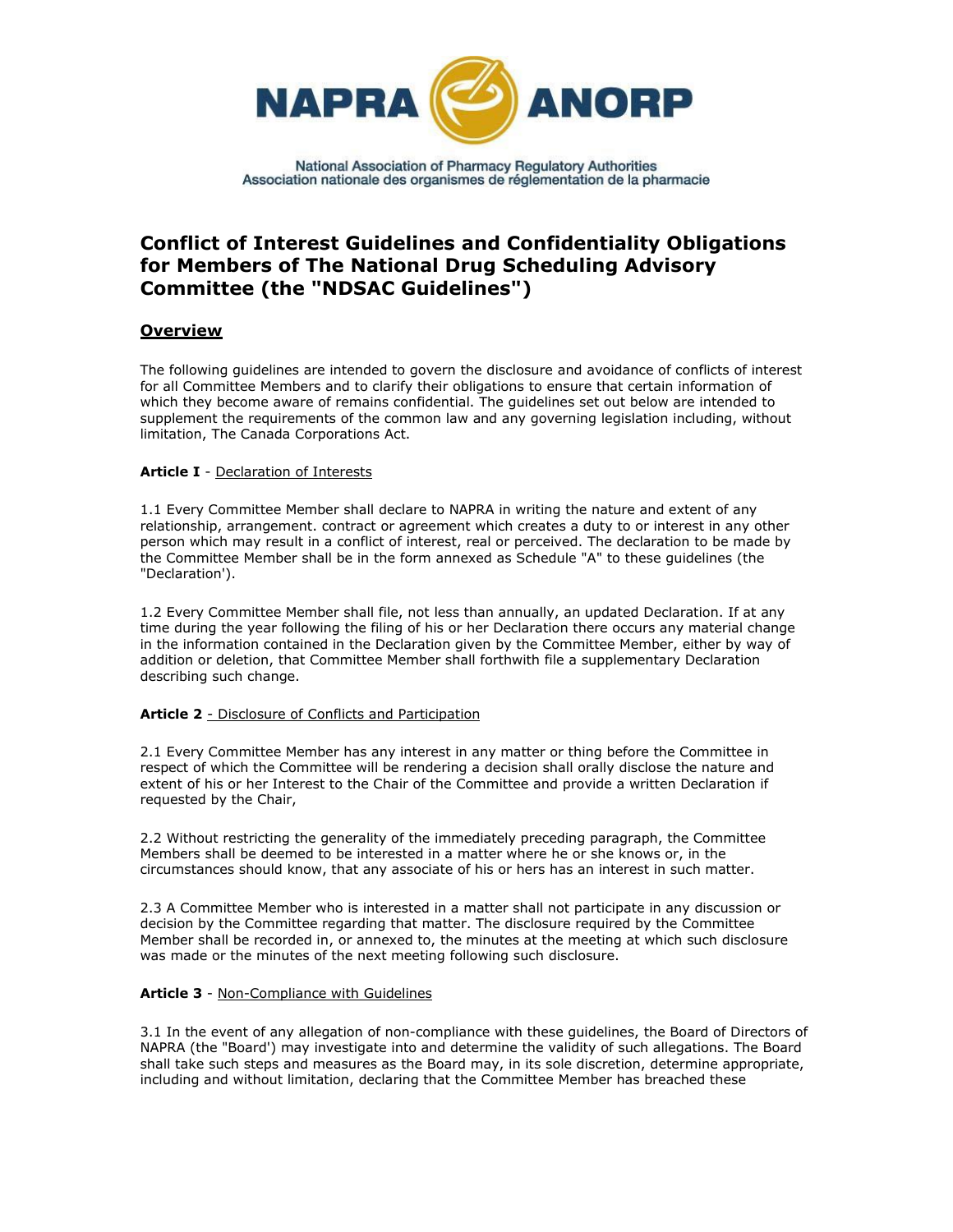NAPRA ANORP

National Association of Pharmacy Regulatory Authorities
Association nationale des organismes de réglementation de la pharmacie

# Conflict of Interest Guidelines and Confidentiality Obligations for Members of The National Drug Scheduling Advisory Committee (the "NDSAC Guidelines")

## Overview

The following guidelines are intended to govern the disclosure and avoidance of conflicts of interest for all Committee Members and to clarify their obligations to ensure that certain information of which they become aware of remains confidential. The guidelines set out below are intended to supplement the requirements of the common law and any governing legislation including, without limitation, The Canada Corporations Act.

**Article I** - Declaration of Interests

1.1 Every Committee Member shall declare to NAPRA in writing the nature and extent of any relationship, arrangement. contract or agreement which creates a duty to or interest in any other person which may result in a conflict of interest, real or perceived. The declaration to be made by the Committee Member shall be in the form annexed as Schedule "A" to these guidelines (the "Declaration').

1.2 Every Committee Member shall file, not less than annually, an updated Declaration. If at any time during the year following the filing of his or her Declaration there occurs any material change in the information contained in the Declaration given by the Committee Member, either by way of addition or deletion, that Committee Member shall forthwith file a supplementary Declaration describing such change.

**Article 2** - Disclosure of Conflicts and Participation

2.1 Every Committee Member has any interest in any matter or thing before the Committee in respect of which the Committee will be rendering a decision shall orally disclose the nature and extent of his or her Interest to the Chair of the Committee and provide a written Declaration if requested by the Chair,

2.2 Without restricting the generality of the immediately preceding paragraph, the Committee Members shall be deemed to be interested in a matter where he or she knows or, in the circumstances should know, that any associate of his or hers has an interest in such matter.

2.3 A Committee Member who is interested in a matter shall not participate in any discussion or decision by the Committee regarding that matter. The disclosure required by the Committee Member shall be recorded in, or annexed to, the minutes at the meeting at which such disclosure was made or the minutes of the next meeting following such disclosure.

**Article 3** - Non-Compliance with Guidelines

3.1 In the event of any allegation of non-compliance with these guidelines, the Board of Directors of NAPRA (the "Board') may investigate into and determine the validity of such allegations. The Board shall take such steps and measures as the Board may, in its sole discretion, determine appropriate, including and without limitation, declaring that the Committee Member has breached these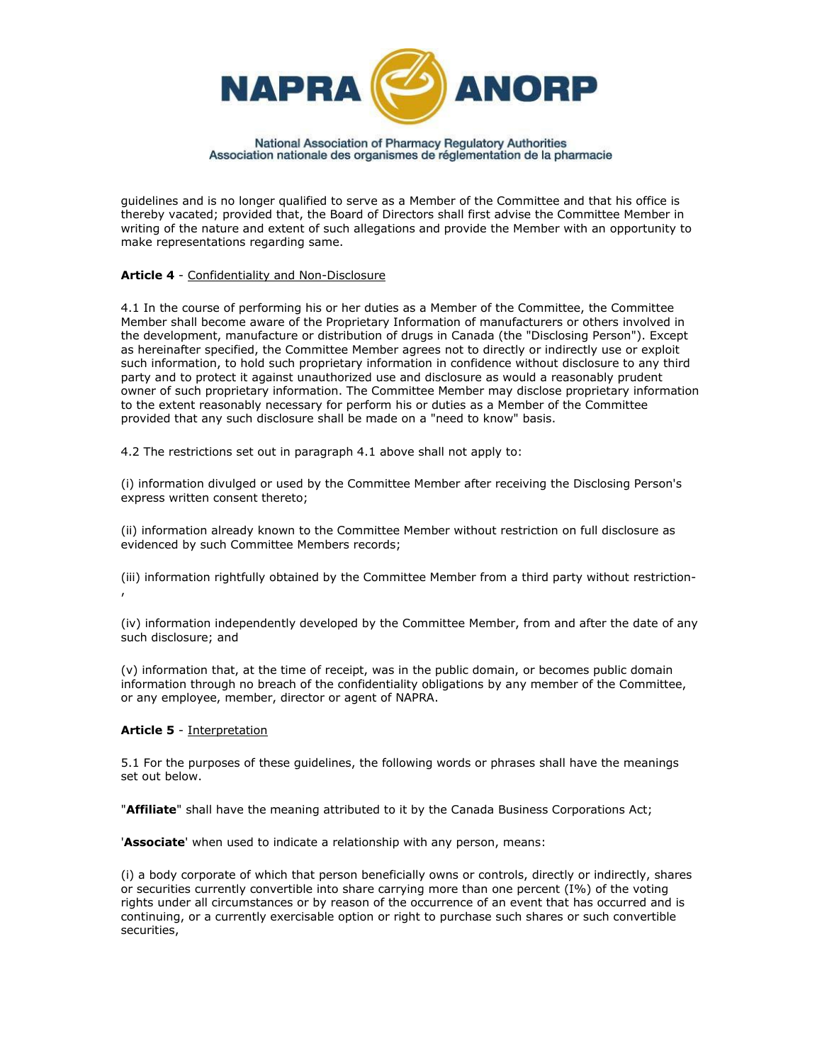guidelines and is no longer qualified to serve as a Member of the Committee and that his office is thereby vacated; provided that, the Board of Directors shall first advise the Committee Member in writing of the nature and extent of such allegations and provide the Member with an opportunity to make representations regarding same.

**Article 4** - Confidentiality and Non-Disclosure

4.1 In the course of performing his or her duties as a Member of the Committee, the Committee Member shall become aware of the Proprietary Information of manufacturers or others involved in the development, manufacture or distribution of drugs in Canada (the "Disclosing Person"). Except as hereinafter specified, the Committee Member agrees not to directly or indirectly use or exploit such information, to hold such proprietary information in confidence without disclosure to any third party and to protect it against unauthorized use and disclosure as would a reasonably prudent owner of such proprietary information. The Committee Member may disclose proprietary information to the extent reasonably necessary for perform his or duties as a Member of the Committee provided that any such disclosure shall be made on a "need to know" basis.

4.2 The restrictions set out in paragraph 4.1 above shall not apply to:

(i) information divulged or used by the Committee Member after receiving the Disclosing Person's express written consent thereto;

(ii) information already known to the Committee Member without restriction on full disclosure as evidenced by such Committee Members records;

(iii) information rightfully obtained by the Committee Member from a third party without restriction-,

(iv) information independently developed by the Committee Member, from and after the date of any such disclosure; and

(v) information that, at the time of receipt, was in the public domain, or becomes public domain information through no breach of the confidentiality obligations by any member of the Committee, or any employee, member, director or agent of NAPRA.

**Article 5** - Interpretation

5.1 For the purposes of these guidelines, the following words or phrases shall have the meanings set out below.

"**Affiliate**" shall have the meaning attributed to it by the Canada Business Corporations Act;

'**Associate**' when used to indicate a relationship with any person, means:

(i) a body corporate of which that person beneficially owns or controls, directly or indirectly, shares or securities currently convertible into share carrying more than one percent (I%) of the voting rights under all circumstances or by reason of the occurrence of an event that has occurred and is continuing, or a currently exercisable option or right to purchase such shares or such convertible securities,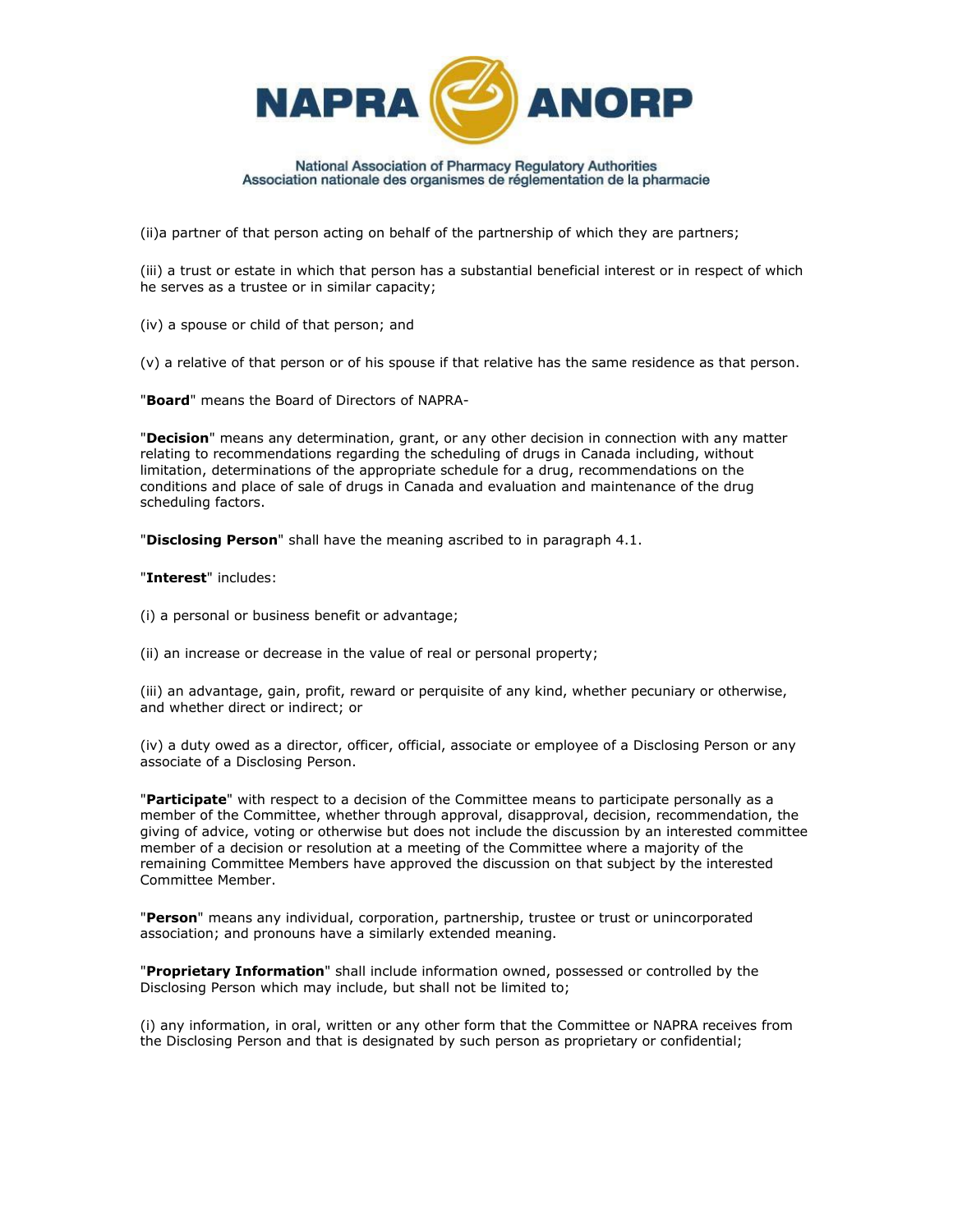(ii)a partner of that person acting on behalf of the partnership of which they are partners;

(iii) a trust or estate in which that person has a substantial beneficial interest or in respect of which he serves as a trustee or in similar capacity;

(iv) a spouse or child of that person; and

(v) a relative of that person or of his spouse if that relative has the same residence as that person.

"**Board**" means the Board of Directors of NAPRA-

"**Decision**" means any determination, grant, or any other decision in connection with any matter relating to recommendations regarding the scheduling of drugs in Canada including, without limitation, determinations of the appropriate schedule for a drug, recommendations on the conditions and place of sale of drugs in Canada and evaluation and maintenance of the drug scheduling factors.

"**Disclosing Person**" shall have the meaning ascribed to in paragraph 4.1.

"**Interest**" includes:

(i) a personal or business benefit or advantage;

(ii) an increase or decrease in the value of real or personal property;

(iii) an advantage, gain, profit, reward or perquisite of any kind, whether pecuniary or otherwise, and whether direct or indirect; or

(iv) a duty owed as a director, officer, official, associate or employee of a Disclosing Person or any associate of a Disclosing Person.

"**Participate**" with respect to a decision of the Committee means to participate personally as a member of the Committee, whether through approval, disapproval, decision, recommendation, the giving of advice, voting or otherwise but does not include the discussion by an interested committee member of a decision or resolution at a meeting of the Committee where a majority of the remaining Committee Members have approved the discussion on that subject by the interested Committee Member.

"**Person**" means any individual, corporation, partnership, trustee or trust or unincorporated association; and pronouns have a similarly extended meaning.

"**Proprietary Information**" shall include information owned, possessed or controlled by the Disclosing Person which may include, but shall not be limited to;

(i) any information, in oral, written or any other form that the Committee or NAPRA receives from the Disclosing Person and that is designated by such person as proprietary or confidential;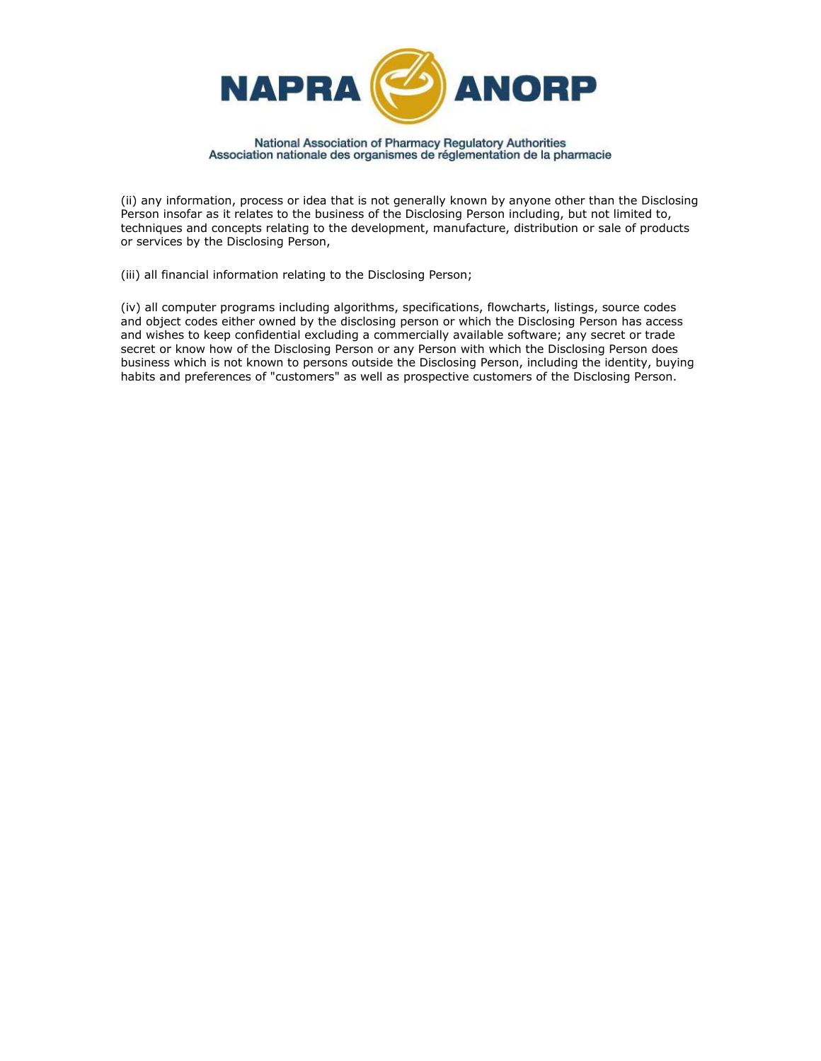(ii) any information, process or idea that is not generally known by anyone other than the Disclosing Person insofar as it relates to the business of the Disclosing Person including, but not limited to, techniques and concepts relating to the development, manufacture, distribution or sale of products or services by the Disclosing Person,

(iii) all financial information relating to the Disclosing Person;

(iv) all computer programs including algorithms, specifications, flowcharts, listings, source codes and object codes either owned by the disclosing person or which the Disclosing Person has access and wishes to keep confidential excluding a commercially available software; any secret or trade secret or know how of the Disclosing Person or any Person with which the Disclosing Person does business which is not known to persons outside the Disclosing Person, including the identity, buying habits and preferences of "customers" as well as prospective customers of the Disclosing Person.